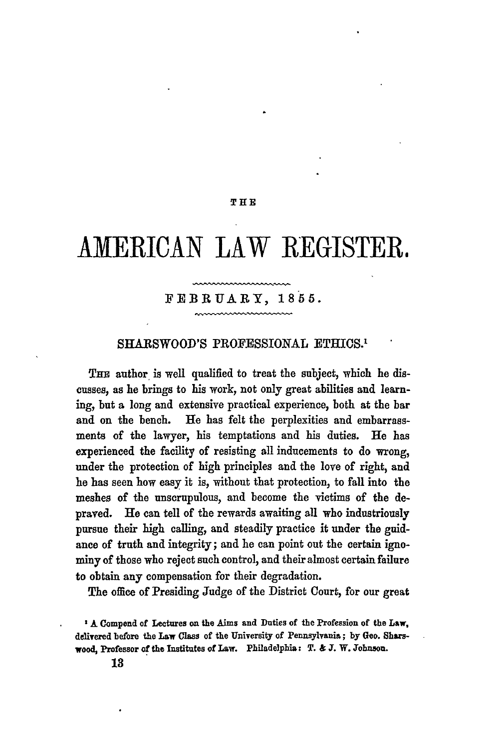THE

# AMERICAN LAW REGISTER.

FEBRUARY, 1855.

## SHARSWOOD'S PROFESSIONAL ETHICS.[1]

THE author is well qualified to treat the subject, which he discusses, as he brings to his work, not only great abilities and learning, but a long and extensive practical experience, both at the bar and on the bench. He has felt the perplexities and embarrassments of the lawyer, his temptations and his duties. He has experienced the facility of resisting all inducements to do wrong, under the protection of high principles and the love of right, and he has seen how easy it is, without that protection, to fall into the meshes of the unscrupulous, and become the victims of the depraved. He can tell of the rewards awaiting all who industriously pursue their high calling, and steadily practice it under the guidance of truth and integrity; and he can point out the certain ignominy of those who reject such control, and their almost certain failure to obtain any compensation for their degradation.

The office of Presiding Judge of the District Court, for our great

[1] A Compend of Lectures on the Aims and Duties of the Profession of the Law, delivered before the Law Class of the University of Pennsylvania; by Geo. Sharswood, Professor of the Institutes of Law. Philadelphia: T. & J. W. Johnson.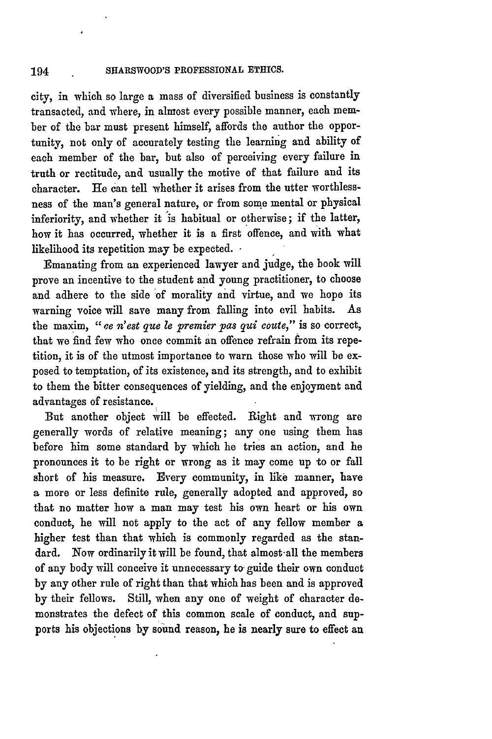city, in which so large a mass of diversified business is constantly transacted, and where, in almost every possible manner, each member of the bar must present himself, affords the author the opportunity, not only of accurately testing the learning and ability of each member of the bar, but also of perceiving every failure in truth or rectitude, and usually the motive of that failure and its character. He can tell whether it arises from the utter worthlessness of the man's general nature, or from some mental or physical inferiority, and whether it is habitual or otherwise; if the latter, how it has occurred, whether it is a first offence, and with what likelihood its repetition may be expected.

Emanating from an experienced lawyer and judge, the book will prove an incentive to the student and young practitioner, to choose and adhere to the side of morality and virtue, and we hope its warning voice will save many from falling into evil habits. As the maxim, "*ce n'est que le premier pas qui coute,*" is so correct, that we find few who once commit an offence refrain from its repetition, it is of the utmost importance to warn those who will be exposed to temptation, of its existence, and its strength, and to exhibit to them the bitter consequences of yielding, and the enjoyment and advantages of resistance.

But another object will be effected. Right and wrong are generally words of relative meaning; any one using them has before him some standard by which he tries an action, and he pronounces it to be right or wrong as it may come up to or fall short of his measure. Every community, in like manner, have a more or less definite rule, generally adopted and approved, so that no matter how a man may test his own heart or his own conduct, he will not apply to the act of any fellow member a higher test than that which is commonly regarded as the standard. Now ordinarily it will be found, that almost all the members of any body will conceive it unnecessary to guide their own conduct by any other rule of right than that which has been and is approved by their fellows. Still, when any one of weight of character demonstrates the defect of this common scale of conduct, and supports his objections by sound reason, he is nearly sure to effect an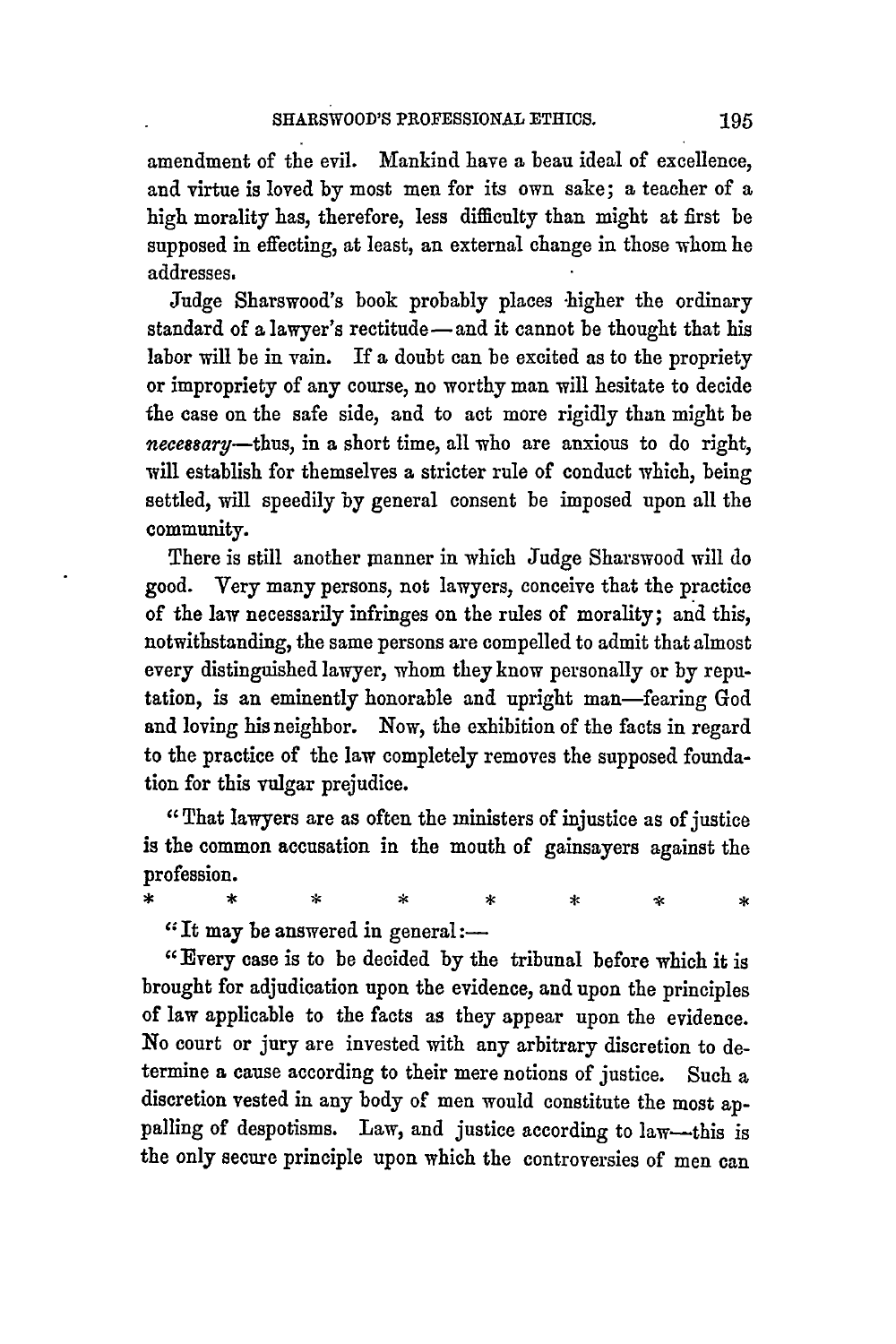amendment of the evil. Mankind have a beau ideal of excellence, and virtue is loved by most men for its own sake; a teacher of a high morality has, therefore, less difficulty than might at first be supposed in effecting, at least, an external change in those whom he addresses.

Judge Sharswood's book probably places higher the ordinary standard of a lawyer's rectitude—and it cannot be thought that his labor will be in vain. If a doubt can be excited as to the propriety or impropriety of any course, no worthy man will hesitate to decide the case on the safe side, and to act more rigidly than might be *necessary*—thus, in a short time, all who are anxious to do right, will establish for themselves a stricter rule of conduct which, being settled, will speedily by general consent be imposed upon all the community.

There is still another manner in which Judge Sharswood will do good. Very many persons, not lawyers, conceive that the practice of the law necessarily infringes on the rules of morality; and this, notwithstanding, the same persons are compelled to admit that almost every distinguished lawyer, whom they know personally or by reputation, is an eminently honorable and upright man—fearing God and loving his neighbor. Now, the exhibition of the facts in regard to the practice of the law completely removes the supposed foundation for this vulgar prejudice.

"That lawyers are as often the ministers of injustice as of justice is the common accusation in the mouth of gainsayers against the profession.

\* \* \* \* \* \* \* \*

"It may be answered in general:—

"Every case is to be decided by the tribunal before which it is brought for adjudication upon the evidence, and upon the principles of law applicable to the facts as they appear upon the evidence. No court or jury are invested with any arbitrary discretion to determine a cause according to their mere notions of justice. Such a discretion vested in any body of men would constitute the most appalling of despotisms. Law, and justice according to law—this is the only secure principle upon which the controversies of men can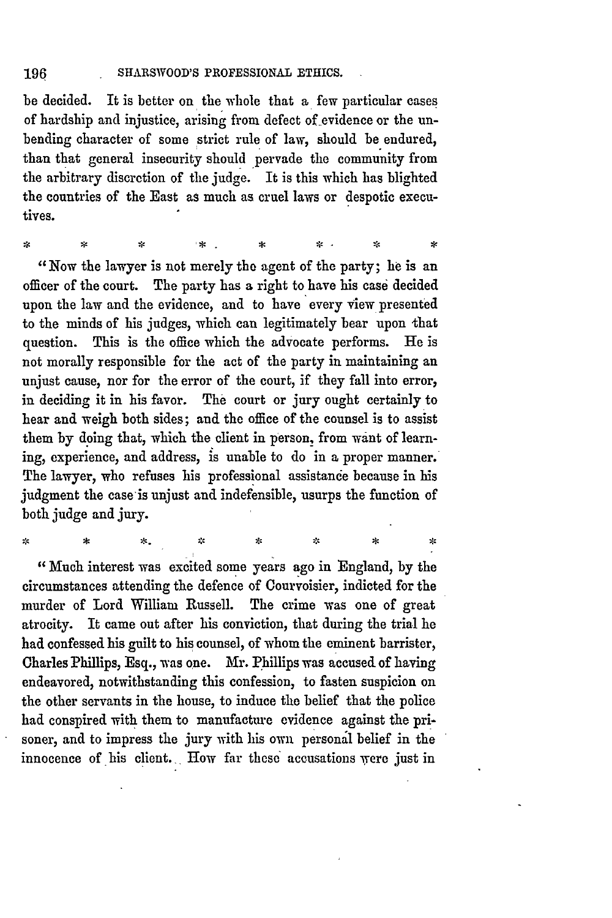be decided. It is better on the whole that a few particular cases of hardship and injustice, arising from defect of evidence or the unbending character of some strict rule of law, should be endured, than that general insecurity should pervade the community from the arbitrary discretion of the judge. It is this which has blighted the countries of the East as much as cruel laws or despotic executives.

\* \* \* \* \* \* \* \*

"Now the lawyer is not merely the agent of the party; he is an officer of the court. The party has a right to have his case decided upon the law and the evidence, and to have every view presented to the minds of his judges, which can legitimately bear upon that question. This is the office which the advocate performs. He is not morally responsible for the act of the party in maintaining an unjust cause, nor for the error of the court, if they fall into error, in deciding it in his favor. The court or jury ought certainly to hear and weigh both sides; and the office of the counsel is to assist them by doing that, which the client in person, from want of learning, experience, and address, is unable to do in a proper manner. The lawyer, who refuses his professional assistance because in his judgment the case is unjust and indefensible, usurps the function of both judge and jury.

\* \* \* \* \* \* \* \*

"Much interest was excited some years ago in England, by the circumstances attending the defence of Courvoisier, indicted for the murder of Lord William Russell. The crime was one of great atrocity. It came out after his conviction, that during the trial he had confessed his guilt to his counsel, of whom the eminent barrister, Charles Phillips, Esq., was one. Mr. Phillips was accused of having endeavored, notwithstanding this confession, to fasten suspicion on the other servants in the house, to induce the belief that the police had conspired with them to manufacture evidence against the prisoner, and to impress the jury with his own personal belief in the innocence of his client. How far these accusations were just in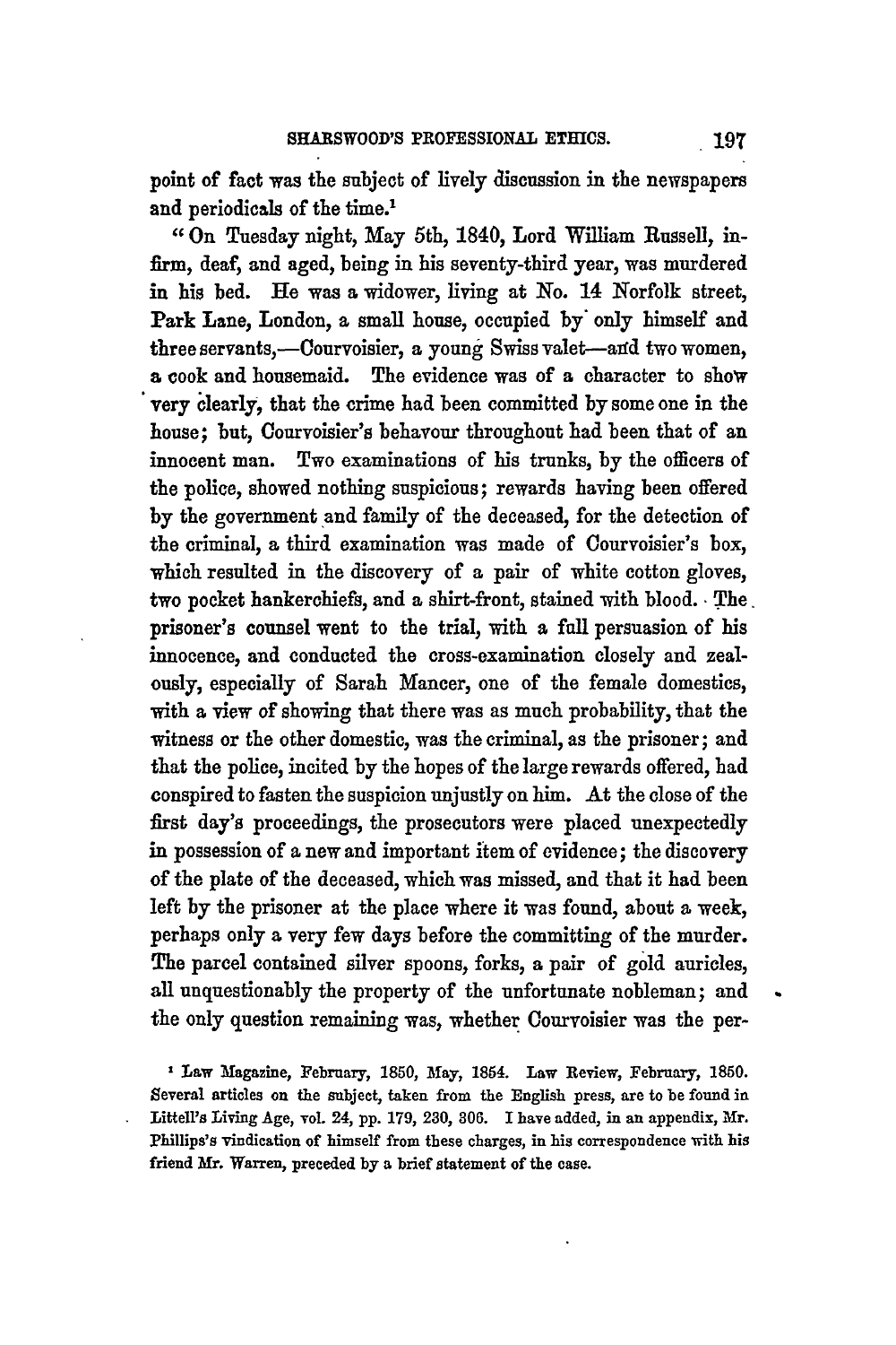point of fact was the subject of lively discussion in the newspapers and periodicals of the time.[1]

"On Tuesday night, May 5th, 1840, Lord William Russell, infirm, deaf, and aged, being in his seventy-third year, was murdered in his bed. He was a widower, living at No. 14 Norfolk street, Park Lane, London, a small house, occupied by only himself and three servants,—Courvoisier, a young Swiss valet—and two women, a cook and housemaid. The evidence was of a character to show very clearly, that the crime had been committed by some one in the house; but, Courvoisier's behavour throughout had been that of an innocent man. Two examinations of his trunks, by the officers of the police, showed nothing suspicious; rewards having been offered by the government and family of the deceased, for the detection of the criminal, a third examination was made of Courvoisier's box, which resulted in the discovery of a pair of white cotton gloves, two pocket hankerchiefs, and a shirt-front, stained with blood. The prisoner's counsel went to the trial, with a full persuasion of his innocence, and conducted the cross-examination closely and zealously, especially of Sarah Mancer, one of the female domestics, with a view of showing that there was as much probability, that the witness or the other domestic, was the criminal, as the prisoner; and that the police, incited by the hopes of the large rewards offered, had conspired to fasten the suspicion unjustly on him. At the close of the first day's proceedings, the prosecutors were placed unexpectedly in possession of a new and important item of evidence; the discovery of the plate of the deceased, which was missed, and that it had been left by the prisoner at the place where it was found, about a week, perhaps only a very few days before the committing of the murder. The parcel contained silver spoons, forks, a pair of gold auricles, all unquestionably the property of the unfortunate nobleman; and the only question remaining was, whether Courvoisier was the per-

[1] Law Magazine, February, 1850, May, 1854. Law Review, February, 1850. Several articles on the subject, taken from the English press, are to be found in Littell's Living Age, vol. 24, pp. 179, 230, 306. I have added, in an appendix, Mr. Phillips's vindication of himself from these charges, in his correspondence with his friend Mr. Warren, preceded by a brief statement of the case.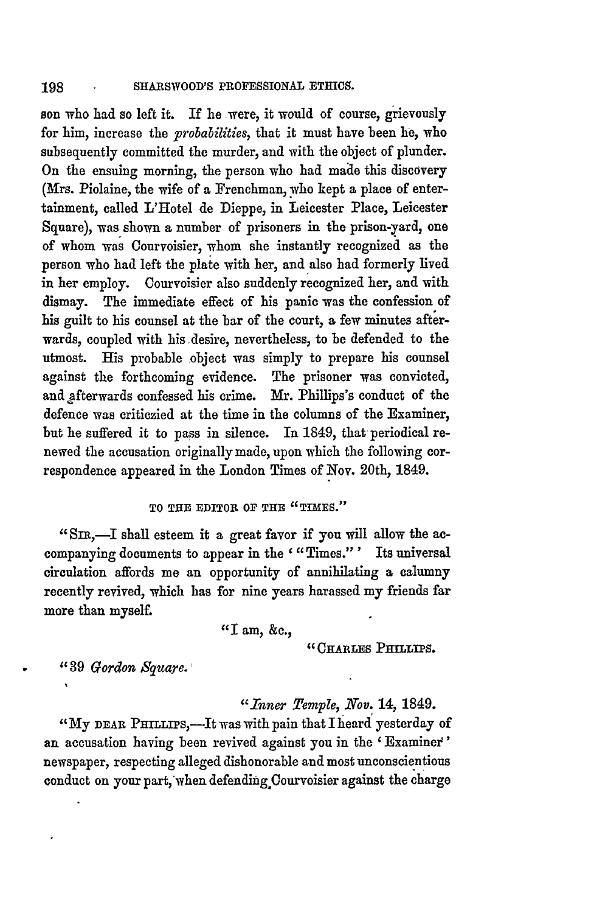son who had so left it. If he were, it would of course, grievously for him, increase the *probabilities*, that it must have been he, who subsequently committed the murder, and with the object of plunder. On the ensuing morning, the person who had made this discovery (Mrs. Piolaine, the wife of a Frenchman, who kept a place of entertainment, called L'Hotel de Dieppe, in Leicester Place, Leicester Square), was shown a number of prisoners in the prison-yard, one of whom was Courvoisier, whom she instantly recognized as the person who had left the plate with her, and also had formerly lived in her employ. Courvoisier also suddenly recognized her, and with dismay. The immediate effect of his panic was the confession of his guilt to his counsel at the bar of the court, a few minutes afterwards, coupled with his desire, nevertheless, to be defended to the utmost. His probable object was simply to prepare his counsel against the forthcoming evidence. The prisoner was convicted, and afterwards confessed his crime. Mr. Phillips's conduct of the defence was criticzied at the time in the columns of the Examiner, but he suffered it to pass in silence. In 1849, that periodical renewed the accusation originally made, upon which the following correspondence appeared in the London Times of Nov. 20th, 1849.

TO THE EDITOR OF THE "TIMES."

"SIR,—I shall esteem it a great favor if you will allow the accompanying documents to appear in the '"Times."' Its universal circulation affords me an opportunity of annihilating a calumny recently revived, which has for nine years harassed my friends far more than myself.

"I am, &c.,

"CHARLES PHILLIPS.

"39 *Gordon Square.*

"*Inner Temple, Nov.* 14, 1849.

"MY DEAR PHILLIPS,—It was with pain that I heard yesterday of an accusation having been revived against you in the 'Examiner' newspaper, respecting alleged dishonorable and most unconscientious conduct on your part, when defending Courvoisier against the charge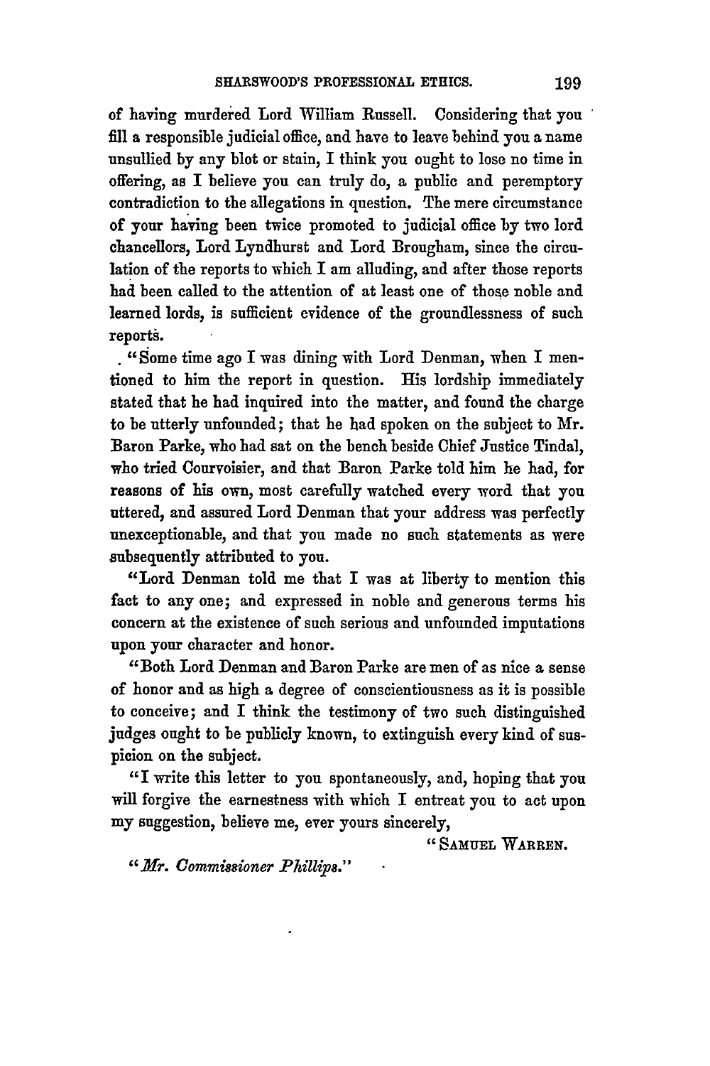of having murdered Lord William Russell. Considering that you fill a responsible judicial office, and have to leave behind you a name unsullied by any blot or stain, I think you ought to lose no time in offering, as I believe you can truly do, a public and peremptory contradiction to the allegations in question. The mere circumstance of your having been twice promoted to judicial office by two lord chancellors, Lord Lyndhurst and Lord Brougham, since the circulation of the reports to which I am alluding, and after those reports had been called to the attention of at least one of those noble and learned lords, is sufficient evidence of the groundlessness of such reports.

"Some time ago I was dining with Lord Denman, when I mentioned to him the report in question. His lordship immediately stated that he had inquired into the matter, and found the charge to be utterly unfounded; that he had spoken on the subject to Mr. Baron Parke, who had sat on the bench beside Chief Justice Tindal, who tried Courvoisier, and that Baron Parke told him he had, for reasons of his own, most carefully watched every word that you uttered, and assured Lord Denman that your address was perfectly unexceptionable, and that you made no such statements as were subsequently attributed to you.

"Lord Denman told me that I was at liberty to mention this fact to any one; and expressed in noble and generous terms his concern at the existence of such serious and unfounded imputations upon your character and honor.

"Both Lord Denman and Baron Parke are men of as nice a sense of honor and as high a degree of conscientiousness as it is possible to conceive; and I think the testimony of two such distinguished judges ought to be publicly known, to extinguish every kind of suspicion on the subject.

"I write this letter to you spontaneously, and, hoping that you will forgive the earnestness with which I entreat you to act upon my suggestion, believe me, ever yours sincerely,

"SAMUEL WARREN.

"*Mr. Commissioner Phillips.*"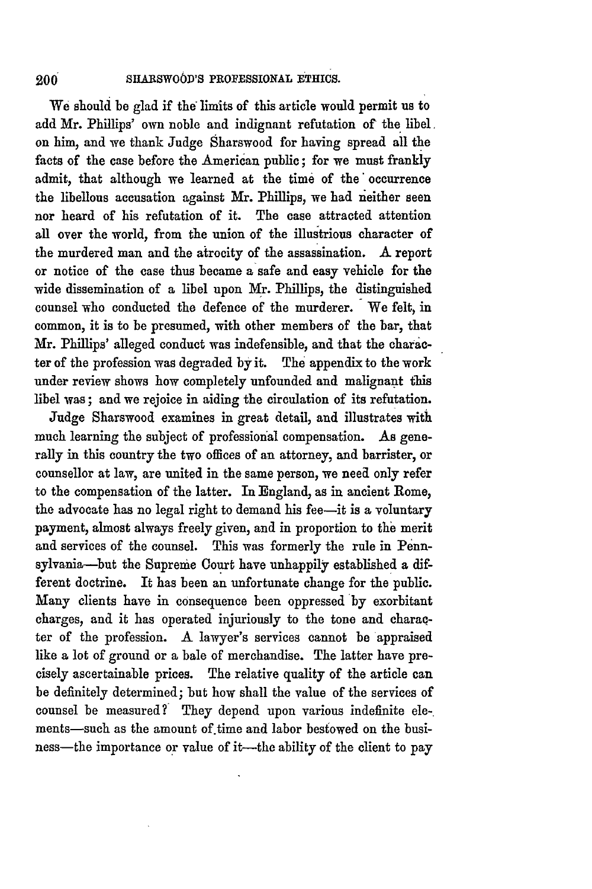We should be glad if the limits of this article would permit us to add Mr. Phillips' own noble and indignant refutation of the libel on him, and we thank Judge Sharswood for having spread all the facts of the case before the American public; for we must frankly admit, that although we learned at the time of the occurrence the libellous accusation against Mr. Phillips, we had neither seen nor heard of his refutation of it. The case attracted attention all over the world, from the union of the illustrious character of the murdered man and the atrocity of the assassination. A report or notice of the case thus became a safe and easy vehicle for the wide dissemination of a libel upon Mr. Phillips, the distinguished counsel who conducted the defence of the murderer. We felt, in common, it is to be presumed, with other members of the bar, that Mr. Phillips' alleged conduct was indefensible, and that the character of the profession was degraded by it. The appendix to the work under review shows how completely unfounded and malignant this libel was; and we rejoice in aiding the circulation of its refutation.

Judge Sharswood examines in great detail, and illustrates with much learning the subject of professional compensation. As generally in this country the two offices of an attorney, and barrister, or counsellor at law, are united in the same person, we need only refer to the compensation of the latter. In England, as in ancient Rome, the advocate has no legal right to demand his fee—it is a voluntary payment, almost always freely given, and in proportion to the merit and services of the counsel. This was formerly the rule in Pennsylvania—but the Supreme Court have unhappily established a different doctrine. It has been an unfortunate change for the public. Many clients have in consequence been oppressed by exorbitant charges, and it has operated injuriously to the tone and character of the profession. A lawyer's services cannot be appraised like a lot of ground or a bale of merchandise. The latter have precisely ascertainable prices. The relative quality of the article can be definitely determined; but how shall the value of the services of counsel be measured? They depend upon various indefinite elements—such as the amount of time and labor bestowed on the business—the importance or value of it—the ability of the client to pay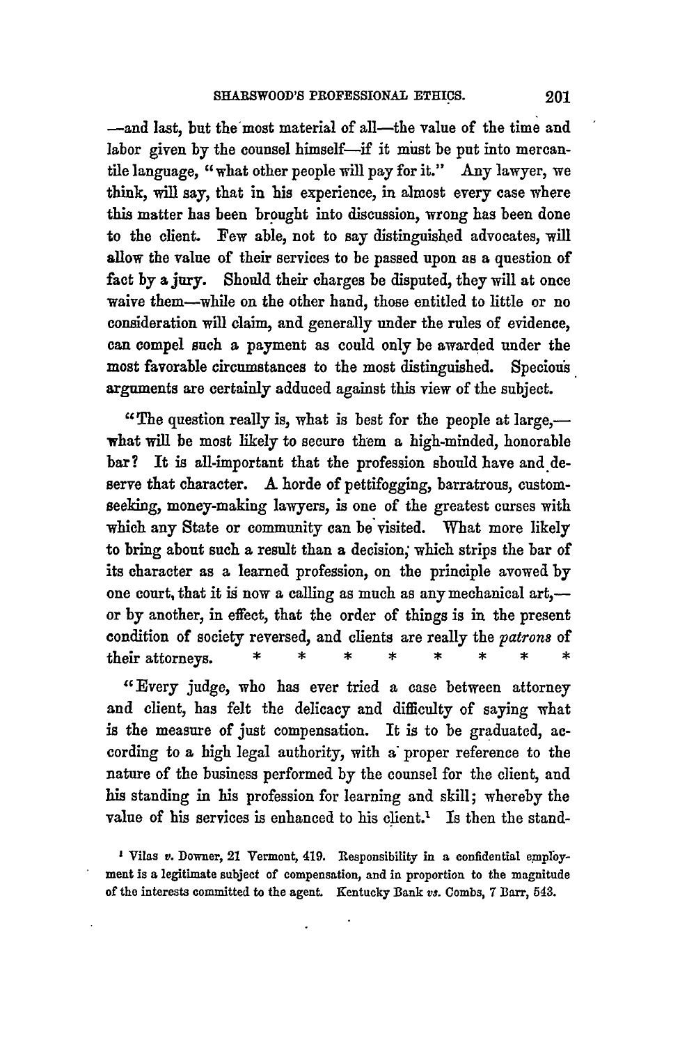—and last, but the most material of all—the value of the time and labor given by the counsel himself—if it must be put into mercantile language, "what other people will pay for it." Any lawyer, we think, will say, that in his experience, in almost every case where this matter has been brought into discussion, wrong has been done to the client. Few able, not to say distinguished advocates, will allow the value of their services to be passed upon as a question of fact by a jury. Should their charges be disputed, they will at once waive them—while on the other hand, those entitled to little or no consideration will claim, and generally under the rules of evidence, can compel such a payment as could only be awarded under the most favorable circumstances to the most distinguished. Specious arguments are certainly adduced against this view of the subject.

"The question really is, what is best for the people at large,—what will be most likely to secure them a high-minded, honorable bar? It is all-important that the profession should have and deserve that character. A horde of pettifogging, barratrous, custom-seeking, money-making lawyers, is one of the greatest curses with which any State or community can be visited. What more likely to bring about such a result than a decision, which strips the bar of its character as a learned profession, on the principle avowed by one court, that it is now a calling as much as any mechanical art,—or by another, in effect, that the order of things is in the present condition of society reversed, and clients are really the *patrons* of their attorneys. * * * * * * * *

"Every judge, who has ever tried a case between attorney and client, has felt the delicacy and difficulty of saying what is the measure of just compensation. It is to be graduated, according to a high legal authority, with a proper reference to the nature of the business performed by the counsel for the client, and his standing in his profession for learning and skill; whereby the value of his services is enhanced to his client.[1] Is then the stand-

[1] Vilas *v.* Downer, 21 Vermont, 419. Responsibility in a confidential employment is a legitimate subject of compensation, and in proportion to the magnitude of the interests committed to the agent. Kentucky Bank *vs.* Combs, 7 Barr, 543.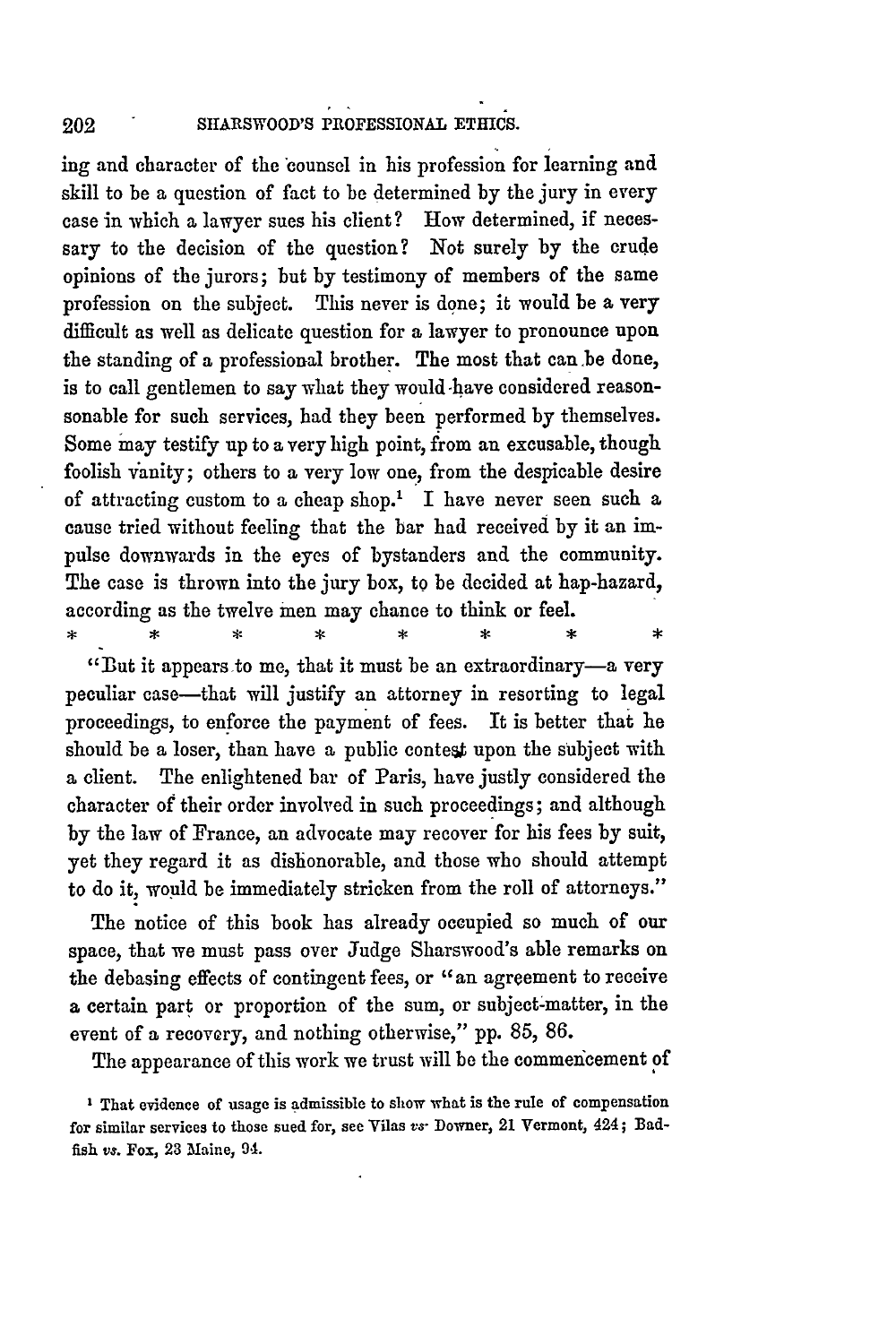ing and character of the counsel in his profession for learning and skill to be a question of fact to be determined by the jury in every case in which a lawyer sues his client? How determined, if necessary to the decision of the question? Not surely by the crude opinions of the jurors; but by testimony of members of the same profession on the subject. This never is done; it would be a very difficult as well as delicate question for a lawyer to pronounce upon the standing of a professional brother. The most that can be done, is to call gentlemen to say what they would have considered reasonsonable for such services, had they been performed by themselves. Some may testify up to a very high point, from an excusable, though foolish vanity; others to a very low one, from the despicable desire of attracting custom to a cheap shop.[1] I have never seen such a cause tried without feeling that the bar had received by it an impulse downwards in the eyes of bystanders and the community. The case is thrown into the jury box, to be decided at hap-hazard, according as the twelve men may chance to think or feel.

\* \* \* \* \* \* \* \*

"But it appears to me, that it must be an extraordinary—a very peculiar case—that will justify an attorney in resorting to legal proceedings, to enforce the payment of fees. It is better that he should be a loser, than have a public contest upon the subject with a client. The enlightened bar of Paris, have justly considered the character of their order involved in such proceedings; and although by the law of France, an advocate may recover for his fees by suit, yet they regard it as dishonorable, and those who should attempt to do it, would be immediately stricken from the roll of attorneys."

The notice of this book has already occupied so much of our space, that we must pass over Judge Sharswood's able remarks on the debasing effects of contingent fees, or "an agreement to receive a certain part or proportion of the sum, or subject-matter, in the event of a recovery, and nothing otherwise," pp. 85, 86.

The appearance of this work we trust will be the commencement of

[1] That evidence of usage is admissible to show what is the rule of compensation for similar services to those sued for, see Vilas *vs.* Downer, 21 Vermont, 424; Badfish *vs.* Fox, 23 Maine, 94.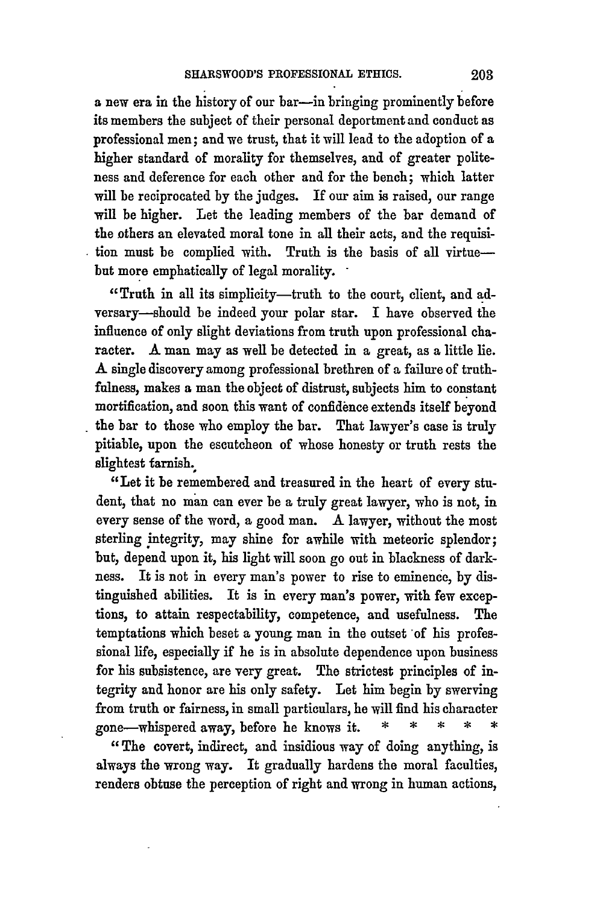a new era in the history of our bar—in bringing prominently before its members the subject of their personal deportment and conduct as professional men; and we trust, that it will lead to the adoption of a higher standard of morality for themselves, and of greater politeness and deference for each other and for the bench; which latter will be reciprocated by the judges. If our aim is raised, our range will be higher. Let the leading members of the bar demand of the others an elevated moral tone in all their acts, and the requisition must be complied with. Truth is the basis of all virtue—but more emphatically of legal morality.

"Truth in all its simplicity—truth to the court, client, and adversary—should be indeed your polar star. I have observed the influence of only slight deviations from truth upon professional character. A man may as well be detected in a great, as a little lie. A single discovery among professional brethren of a failure of truthfulness, makes a man the object of distrust, subjects him to constant mortification, and soon this want of confidence extends itself beyond the bar to those who employ the bar. That lawyer's case is truly pitiable, upon the escutcheon of whose honesty or truth rests the slightest tarnish.

"Let it be remembered and treasured in the heart of every student, that no man can ever be a truly great lawyer, who is not, in every sense of the word, a good man. A lawyer, without the most sterling integrity, may shine for awhile with meteoric splendor; but, depend upon it, his light will soon go out in blackness of darkness. It is not in every man's power to rise to eminence, by distinguished abilities. It is in every man's power, with few exceptions, to attain respectability, competence, and usefulness. The temptations which beset a young man in the outset of his professional life, especially if he is in absolute dependence upon business for his subsistence, are very great. The strictest principles of integrity and honor are his only safety. Let him begin by swerving from truth or fairness, in small particulars, he will find his character gone—whispered away, before he knows it. * * * * *

"The covert, indirect, and insidious way of doing anything, is always the wrong way. It gradually hardens the moral faculties, renders obtuse the perception of right and wrong in human actions,